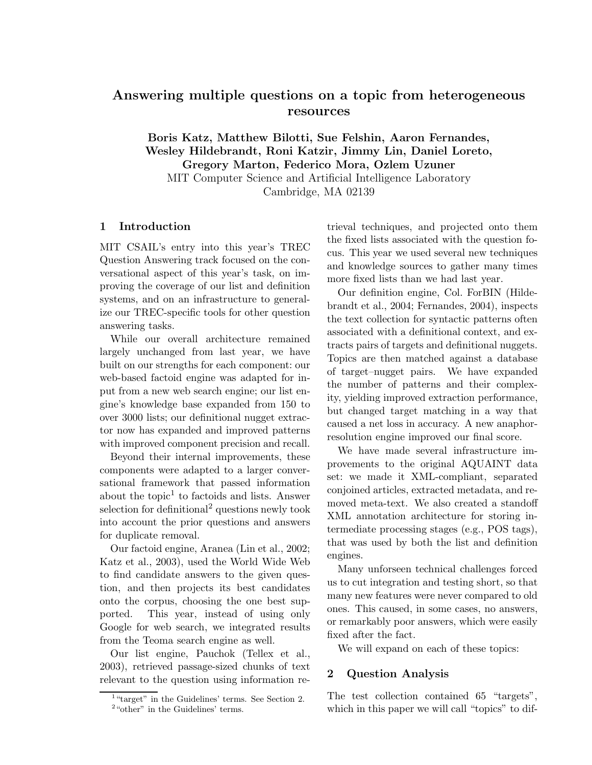# Answering multiple questions on a topic from heterogeneous resources

**Boris Katz, Matthew Bilotti, Sue Felshin, Aaron Fernandes, Wesley Hildebrandt, Roni Katzir, Jimmy Lin, Daniel Loreto, Gregory Marton, Federico Mora, Ozlem Uzuner**

MIT Computer Science and Artificial Intelligence Laboratory
Cambridge, MA 02139

## 1 Introduction

MIT CSAIL's entry into this year's TREC Question Answering track focused on the conversational aspect of this year's task, on improving the coverage of our list and definition systems, and on an infrastructure to generalize our TREC-specific tools for other question answering tasks.

While our overall architecture remained largely unchanged from last year, we have built on our strengths for each component: our web-based factoid engine was adapted for input from a new web search engine; our list engine's knowledge base expanded from 150 to over 3000 lists; our definitional nugget extractor now has expanded and improved patterns with improved component precision and recall.

Beyond their internal improvements, these components were adapted to a larger conversational framework that passed information about the topic[1] to factoids and lists. Answer selection for definitional[2] questions newly took into account the prior questions and answers for duplicate removal.

Our factoid engine, Aranea (Lin et al., 2002; Katz et al., 2003), used the World Wide Web to find candidate answers to the given question, and then projects its best candidates onto the corpus, choosing the one best supported. This year, instead of using only Google for web search, we integrated results from the Teoma search engine as well.

Our list engine, Pauchok (Tellex et al., 2003), retrieved passage-sized chunks of text relevant to the question using information retrieval techniques, and projected onto them the fixed lists associated with the question focus. This year we used several new techniques and knowledge sources to gather many times more fixed lists than we had last year.

Our definition engine, Col. ForBIN (Hildebrandt et al., 2004; Fernandes, 2004), inspects the text collection for syntactic patterns often associated with a definitional context, and extracts pairs of targets and definitional nuggets. Topics are then matched against a database of target–nugget pairs. We have expanded the number of patterns and their complexity, yielding improved extraction performance, but changed target matching in a way that caused a net loss in accuracy. A new anaphor-resolution engine improved our final score.

We have made several infrastructure improvements to the original AQUAINT data set: we made it XML-compliant, separated conjoined articles, extracted metadata, and removed meta-text. We also created a standoff XML annotation architecture for storing intermediate processing stages (e.g., POS tags), that was used by both the list and definition engines.

Many unforseen technical challenges forced us to cut integration and testing short, so that many new features were never compared to old ones. This caused, in some cases, no answers, or remarkably poor answers, which were easily fixed after the fact.

We will expand on each of these topics:

## 2 Question Analysis

The test collection contained 65 "targets", which in this paper we will call "topics" to dif-

[1] "target" in the Guidelines' terms. See Section 2.
[2] "other" in the Guidelines' terms.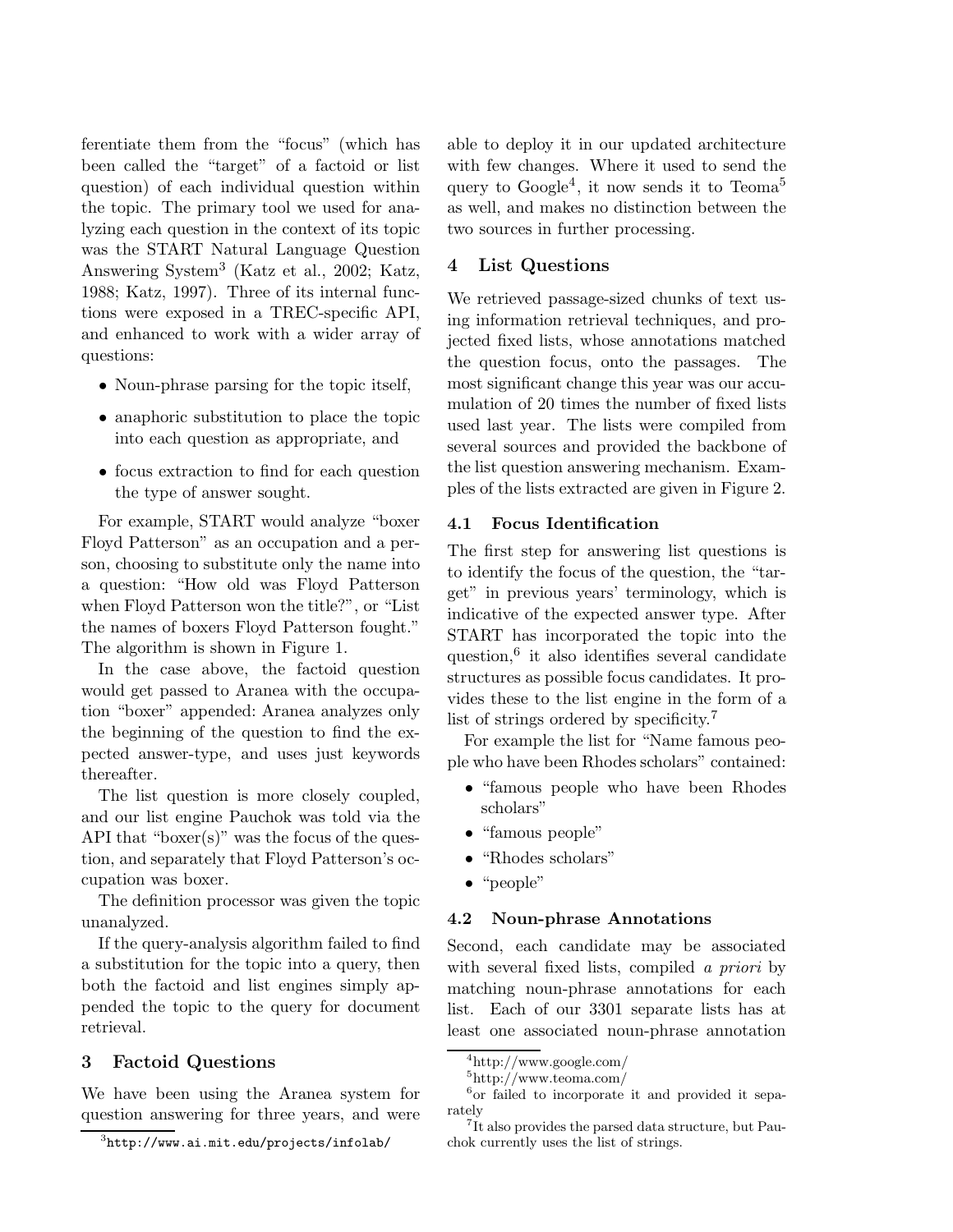ferentiate them from the "focus" (which has been called the "target" of a factoid or list question) of each individual question within the topic. The primary tool we used for analyzing each question in the context of its topic was the START Natural Language Question Answering System[3] (Katz et al., 2002; Katz, 1988; Katz, 1997). Three of its internal functions were exposed in a TREC-specific API, and enhanced to work with a wider array of questions:

- Noun-phrase parsing for the topic itself,
- anaphoric substitution to place the topic into each question as appropriate, and
- focus extraction to find for each question the type of answer sought.

For example, START would analyze "boxer Floyd Patterson" as an occupation and a person, choosing to substitute only the name into a question: "How old was Floyd Patterson when Floyd Patterson won the title?", or "List the names of boxers Floyd Patterson fought." The algorithm is shown in Figure 1.

In the case above, the factoid question would get passed to Aranea with the occupation "boxer" appended: Aranea analyzes only the beginning of the question to find the expected answer-type, and uses just keywords thereafter.

The list question is more closely coupled, and our list engine Pauchok was told via the API that "boxer(s)" was the focus of the question, and separately that Floyd Patterson's occupation was boxer.

The definition processor was given the topic unanalyzed.

If the query-analysis algorithm failed to find a substitution for the topic into a query, then both the factoid and list engines simply appended the topic to the query for document retrieval.

## 3 Factoid Questions

We have been using the Aranea system for question answering for three years, and were able to deploy it in our updated architecture with few changes. Where it used to send the query to Google[4], it now sends it to Teoma[5] as well, and makes no distinction between the two sources in further processing.

## 4 List Questions

We retrieved passage-sized chunks of text using information retrieval techniques, and projected fixed lists, whose annotations matched the question focus, onto the passages. The most significant change this year was our accumulation of 20 times the number of fixed lists used last year. The lists were compiled from several sources and provided the backbone of the list question answering mechanism. Examples of the lists extracted are given in Figure 2.

### 4.1 Focus Identification

The first step for answering list questions is to identify the focus of the question, the "target" in previous years' terminology, which is indicative of the expected answer type. After START has incorporated the topic into the question,[6] it also identifies several candidate structures as possible focus candidates. It provides these to the list engine in the form of a list of strings ordered by specificity.[7]

For example the list for "Name famous people who have been Rhodes scholars" contained:

- "famous people who have been Rhodes scholars"
- "famous people"
- "Rhodes scholars"
- "people"

### 4.2 Noun-phrase Annotations

Second, each candidate may be associated with several fixed lists, compiled *a priori* by matching noun-phrase annotations for each list. Each of our 3301 separate lists has at least one associated noun-phrase annotation

---

[3] `http://www.ai.mit.edu/projects/infolab/`

[4] http://www.google.com/

[5] http://www.teoma.com/

[6] or failed to incorporate it and provided it separately

[7] It also provides the parsed data structure, but Pauchok currently uses the list of strings.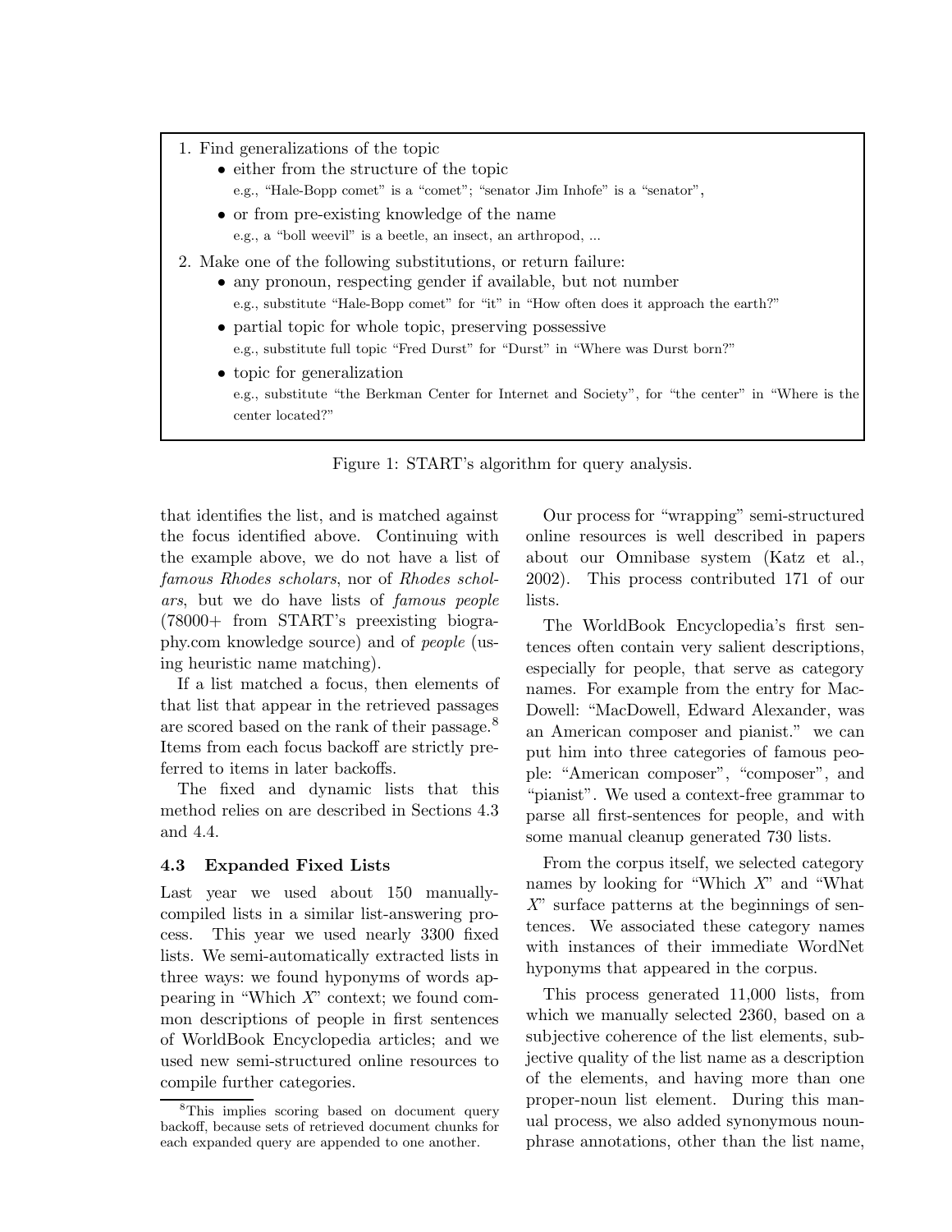1. Find generalizations of the topic
   - either from the structure of the topic
     e.g., "Hale-Bopp comet" is a "comet"; "senator Jim Inhofe" is a "senator",
   - or from pre-existing knowledge of the name
     e.g., a "boll weevil" is a beetle, an insect, an arthropod, ...
2. Make one of the following substitutions, or return failure:
   - any pronoun, respecting gender if available, but not number
     e.g., substitute "Hale-Bopp comet" for "it" in "How often does it approach the earth?"
   - partial topic for whole topic, preserving possessive
     e.g., substitute full topic "Fred Durst" for "Durst" in "Where was Durst born?"
   - topic for generalization
     e.g., substitute "the Berkman Center for Internet and Society", for "the center" in "Where is the center located?"

Figure 1: START's algorithm for query analysis.

that identifies the list, and is matched against the focus identified above. Continuing with the example above, we do not have a list of *famous Rhodes scholars*, nor of *Rhodes scholars*, but we do have lists of *famous people* (78000+ from START's preexisting biography.com knowledge source) and of *people* (using heuristic name matching).

If a list matched a focus, then elements of that list that appear in the retrieved passages are scored based on the rank of their passage.[8] Items from each focus backoff are strictly preferred to items in later backoffs.

The fixed and dynamic lists that this method relies on are described in Sections 4.3 and 4.4.

### 4.3 Expanded Fixed Lists

Last year we used about 150 manually-compiled lists in a similar list-answering process. This year we used nearly 3300 fixed lists. We semi-automatically extracted lists in three ways: we found hyponyms of words appearing in "Which *X*" context; we found common descriptions of people in first sentences of WorldBook Encyclopedia articles; and we used new semi-structured online resources to compile further categories.

[8] This implies scoring based on document query backoff, because sets of retrieved document chunks for each expanded query are appended to one another.

Our process for "wrapping" semi-structured online resources is well described in papers about our Omnibase system (Katz et al., 2002). This process contributed 171 of our lists.

The WorldBook Encyclopedia's first sentences often contain very salient descriptions, especially for people, that serve as category names. For example from the entry for MacDowell: "MacDowell, Edward Alexander, was an American composer and pianist." we can put him into three categories of famous people: "American composer", "composer", and "pianist". We used a context-free grammar to parse all first-sentences for people, and with some manual cleanup generated 730 lists.

From the corpus itself, we selected category names by looking for "Which *X*" and "What *X*" surface patterns at the beginnings of sentences. We associated these category names with instances of their immediate WordNet hyponyms that appeared in the corpus.

This process generated 11,000 lists, from which we manually selected 2360, based on a subjective coherence of the list elements, subjective quality of the list name as a description of the elements, and having more than one proper-noun list element. During this manual process, we also added synonymous noun-phrase annotations, other than the list name,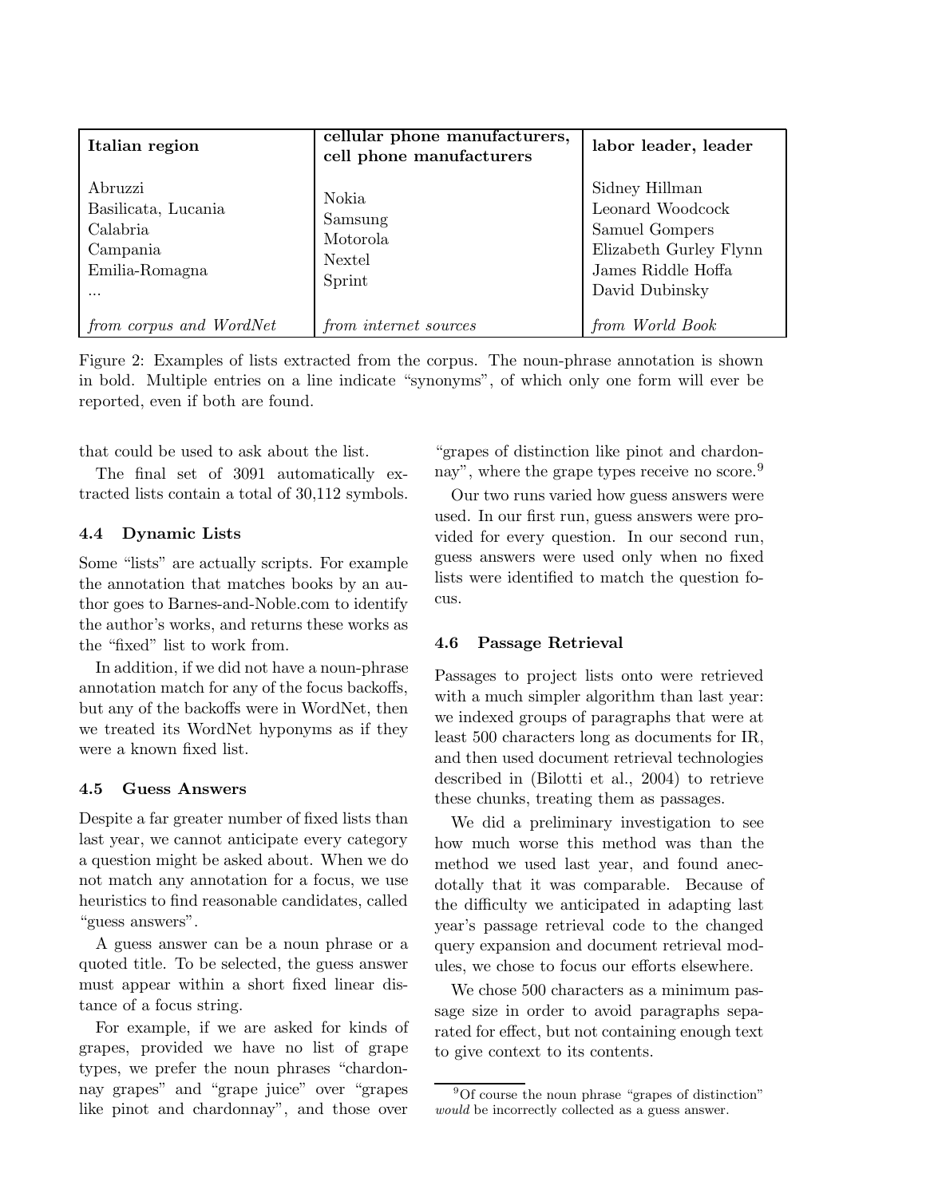| **Italian region** | **cellular phone manufacturers, cell phone manufacturers** | **labor leader, leader** |
|---|---|---|
| Abruzzi<br>Basilicata, Lucania<br>Calabria<br>Campania<br>Emilia-Romagna<br>... | Nokia<br>Samsung<br>Motorola<br>Nextel<br>Sprint | Sidney Hillman<br>Leonard Woodcock<br>Samuel Gompers<br>Elizabeth Gurley Flynn<br>James Riddle Hoffa<br>David Dubinsky |
| *from corpus and WordNet* | *from internet sources* | *from World Book* |

Figure 2: Examples of lists extracted from the corpus. The noun-phrase annotation is shown in bold. Multiple entries on a line indicate "synonyms", of which only one form will ever be reported, even if both are found.

that could be used to ask about the list.

The final set of 3091 automatically extracted lists contain a total of 30,112 symbols.

### 4.4 Dynamic Lists

Some "lists" are actually scripts. For example the annotation that matches books by an author goes to Barnes-and-Noble.com to identify the author's works, and returns these works as the "fixed" list to work from.

In addition, if we did not have a noun-phrase annotation match for any of the focus backoffs, but any of the backoffs were in WordNet, then we treated its WordNet hyponyms as if they were a known fixed list.

### 4.5 Guess Answers

Despite a far greater number of fixed lists than last year, we cannot anticipate every category a question might be asked about. When we do not match any annotation for a focus, we use heuristics to find reasonable candidates, called "guess answers".

A guess answer can be a noun phrase or a quoted title. To be selected, the guess answer must appear within a short fixed linear distance of a focus string.

For example, if we are asked for kinds of grapes, provided we have no list of grape types, we prefer the noun phrases "chardonnay grapes" and "grape juice" over "grapes like pinot and chardonnay", and those over "grapes of distinction like pinot and chardonnay", where the grape types receive no score.[9]

Our two runs varied how guess answers were used. In our first run, guess answers were provided for every question. In our second run, guess answers were used only when no fixed lists were identified to match the question focus.

### 4.6 Passage Retrieval

Passages to project lists onto were retrieved with a much simpler algorithm than last year: we indexed groups of paragraphs that were at least 500 characters long as documents for IR, and then used document retrieval technologies described in (Bilotti et al., 2004) to retrieve these chunks, treating them as passages.

We did a preliminary investigation to see how much worse this method was than the method we used last year, and found anecdotally that it was comparable. Because of the difficulty we anticipated in adapting last year's passage retrieval code to the changed query expansion and document retrieval modules, we chose to focus our efforts elsewhere.

We chose 500 characters as a minimum passage size in order to avoid paragraphs separated for effect, but not containing enough text to give context to its contents.

[9] Of course the noun phrase "grapes of distinction" *would* be incorrectly collected as a guess answer.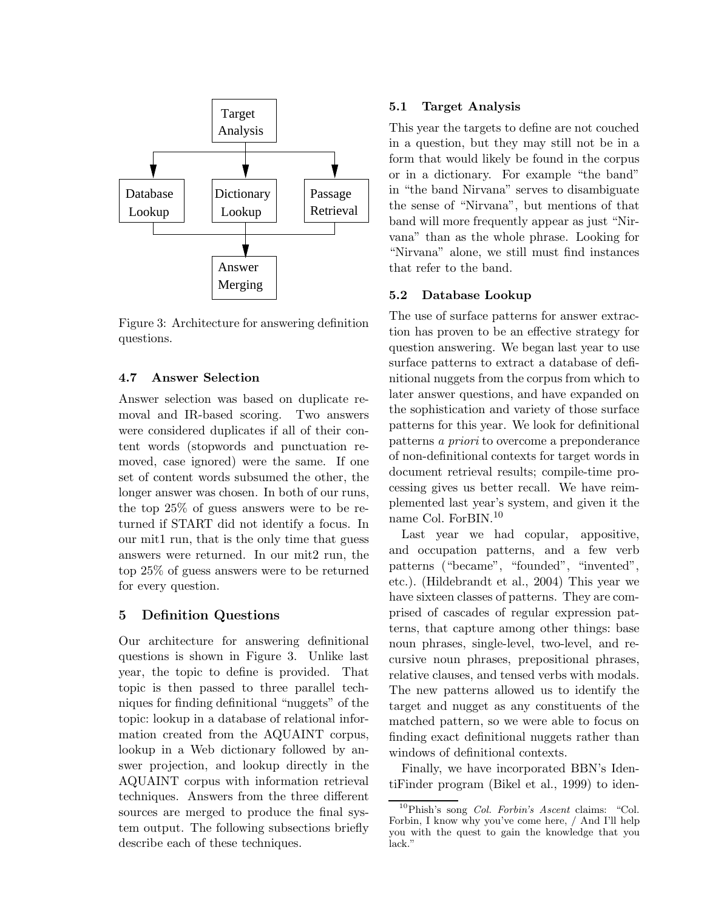Target Analysis → Database Lookup, Dictionary Lookup, Passage Retrieval → Answer Merging

Figure 3: Architecture for answering definition questions.

### 4.7 Answer Selection

Answer selection was based on duplicate removal and IR-based scoring. Two answers were considered duplicates if all of their content words (stopwords and punctuation removed, case ignored) were the same. If one set of content words subsumed the other, the longer answer was chosen. In both of our runs, the top 25% of guess answers were to be returned if START did not identify a focus. In our mit1 run, that is the only time that guess answers were returned. In our mit2 run, the top 25% of guess answers were to be returned for every question.

## 5 Definition Questions

Our architecture for answering definitional questions is shown in Figure 3. Unlike last year, the topic to define is provided. That topic is then passed to three parallel techniques for finding definitional "nuggets" of the topic: lookup in a database of relational information created from the AQUAINT corpus, lookup in a Web dictionary followed by answer projection, and lookup directly in the AQUAINT corpus with information retrieval techniques. Answers from the three different sources are merged to produce the final system output. The following subsections briefly describe each of these techniques.

### 5.1 Target Analysis

This year the targets to define are not couched in a question, but they may still not be in a form that would likely be found in the corpus or in a dictionary. For example "the band" in "the band Nirvana" serves to disambiguate the sense of "Nirvana", but mentions of that band will more frequently appear as just "Nirvana" than as the whole phrase. Looking for "Nirvana" alone, we still must find instances that refer to the band.

### 5.2 Database Lookup

The use of surface patterns for answer extraction has proven to be an effective strategy for question answering. We began last year to use surface patterns to extract a database of definitional nuggets from the corpus from which to later answer questions, and have expanded on the sophistication and variety of those surface patterns for this year. We look for definitional patterns *a priori* to overcome a preponderance of non-definitional contexts for target words in document retrieval results; compile-time processing gives us better recall. We have reimplemented last year's system, and given it the name Col. ForBIN.[10]

Last year we had copular, appositive, and occupation patterns, and a few verb patterns ("became", "founded", "invented", etc.). (Hildebrandt et al., 2004) This year we have sixteen classes of patterns. They are comprised of cascades of regular expression patterns, that capture among other things: base noun phrases, single-level, two-level, and recursive noun phrases, prepositional phrases, relative clauses, and tensed verbs with modals. The new patterns allowed us to identify the target and nugget as any constituents of the matched pattern, so we were able to focus on finding exact definitional nuggets rather than windows of definitional contexts.

Finally, we have incorporated BBN's IdentiFinder program (Bikel et al., 1999) to iden-

[10] Phish's song *Col. Forbin's Ascent* claims: "Col. Forbin, I know why you've come here, / And I'll help you with the quest to gain the knowledge that you lack."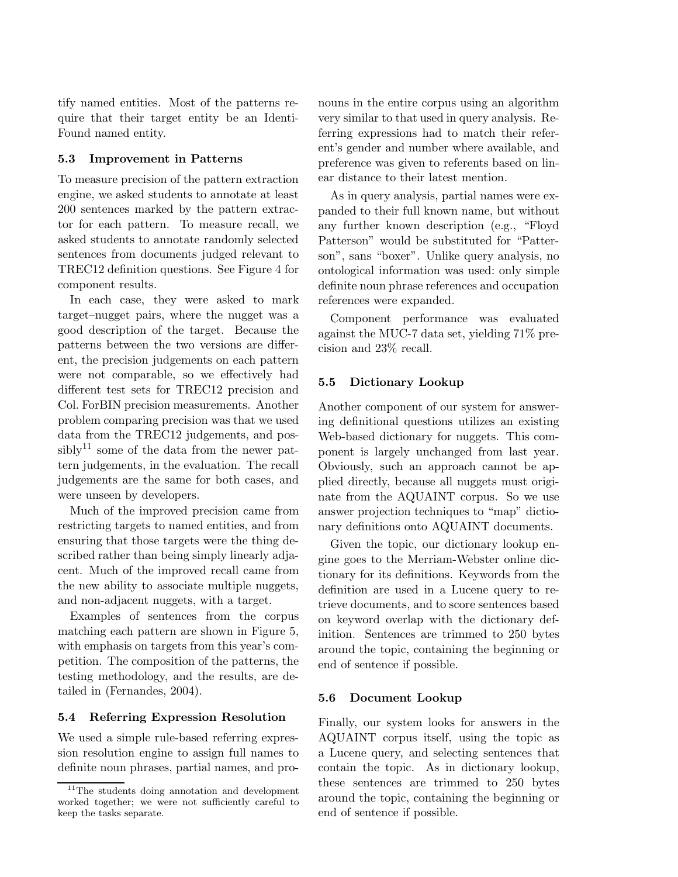tify named entities. Most of the patterns require that their target entity be an IdentiFound named entity.

### 5.3 Improvement in Patterns

To measure precision of the pattern extraction engine, we asked students to annotate at least 200 sentences marked by the pattern extractor for each pattern. To measure recall, we asked students to annotate randomly selected sentences from documents judged relevant to TREC12 definition questions. See Figure 4 for component results.

In each case, they were asked to mark target–nugget pairs, where the nugget was a good description of the target. Because the patterns between the two versions are different, the precision judgements on each pattern were not comparable, so we effectively had different test sets for TREC12 precision and Col. ForBIN precision measurements. Another problem comparing precision was that we used data from the TREC12 judgements, and possibly[11] some of the data from the newer pattern judgements, in the evaluation. The recall judgements are the same for both cases, and were unseen by developers.

Much of the improved precision came from restricting targets to named entities, and from ensuring that those targets were the thing described rather than being simply linearly adjacent. Much of the improved recall came from the new ability to associate multiple nuggets, and non-adjacent nuggets, with a target.

Examples of sentences from the corpus matching each pattern are shown in Figure 5, with emphasis on targets from this year's competition. The composition of the patterns, the testing methodology, and the results, are detailed in (Fernandes, 2004).

### 5.4 Referring Expression Resolution

We used a simple rule-based referring expression resolution engine to assign full names to definite noun phrases, partial names, and pronouns in the entire corpus using an algorithm very similar to that used in query analysis. Referring expressions had to match their referent's gender and number where available, and preference was given to referents based on linear distance to their latest mention.

As in query analysis, partial names were expanded to their full known name, but without any further known description (e.g., "Floyd Patterson" would be substituted for "Patterson", sans "boxer". Unlike query analysis, no ontological information was used: only simple definite noun phrase references and occupation references were expanded.

Component performance was evaluated against the MUC-7 data set, yielding 71% precision and 23% recall.

### 5.5 Dictionary Lookup

Another component of our system for answering definitional questions utilizes an existing Web-based dictionary for nuggets. This component is largely unchanged from last year. Obviously, such an approach cannot be applied directly, because all nuggets must originate from the AQUAINT corpus. So we use answer projection techniques to "map" dictionary definitions onto AQUAINT documents.

Given the topic, our dictionary lookup engine goes to the Merriam-Webster online dictionary for its definitions. Keywords from the definition are used in a Lucene query to retrieve documents, and to score sentences based on keyword overlap with the dictionary definition. Sentences are trimmed to 250 bytes around the topic, containing the beginning or end of sentence if possible.

### 5.6 Document Lookup

Finally, our system looks for answers in the AQUAINT corpus itself, using the topic as a Lucene query, and selecting sentences that contain the topic. As in dictionary lookup, these sentences are trimmed to 250 bytes around the topic, containing the beginning or end of sentence if possible.

[11] The students doing annotation and development worked together; we were not sufficiently careful to keep the tasks separate.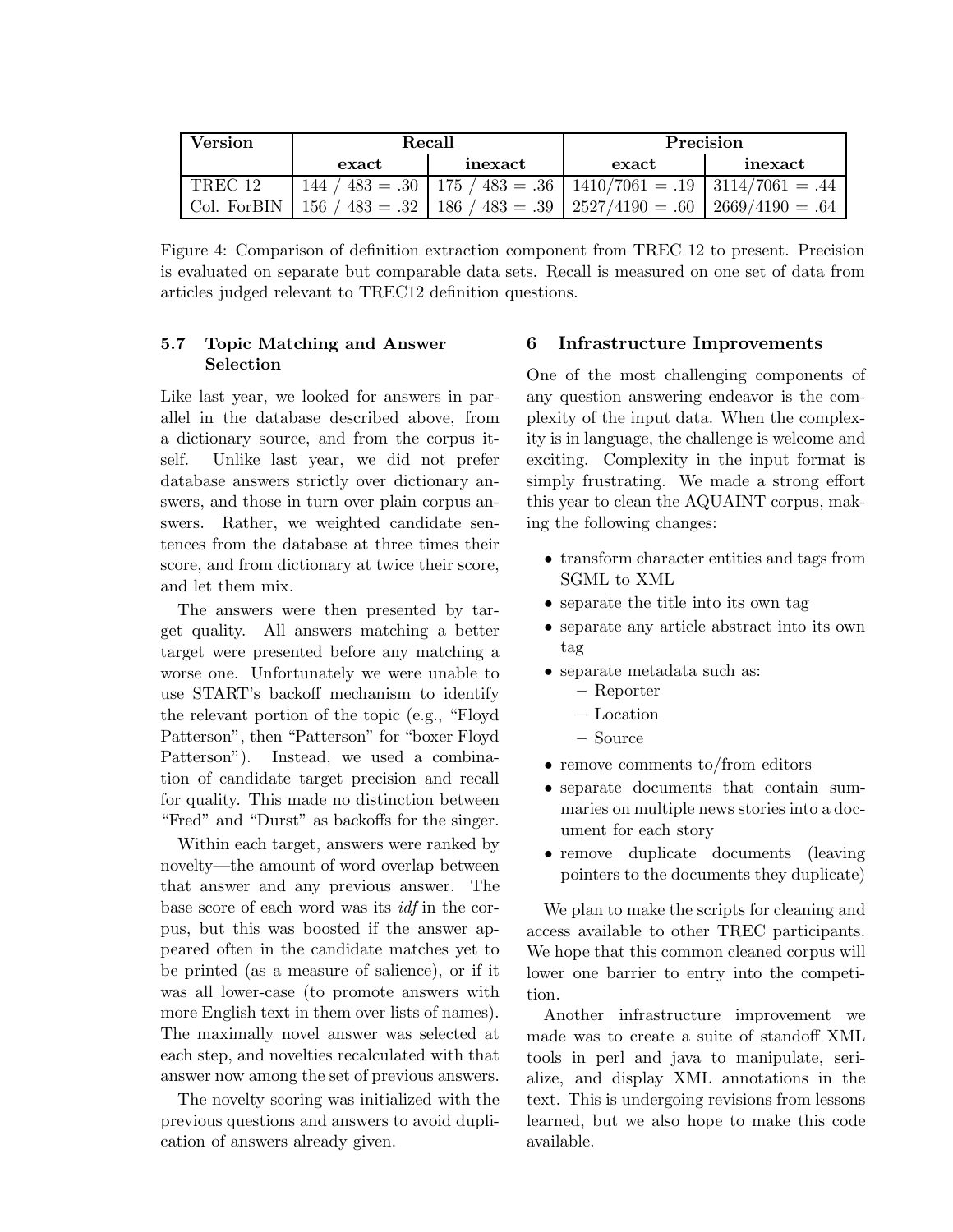| Version | Recall | | Precision | |
|---|---|---|---|---|
| | exact | inexact | exact | inexact |
| TREC 12 | 144 / 483 = .30 | 175 / 483 = .36 | 1410/7061 = .19 | 3114/7061 = .44 |
| Col. ForBIN | 156 / 483 = .32 | 186 / 483 = .39 | 2527/4190 = .60 | 2669/4190 = .64 |

Figure 4: Comparison of definition extraction component from TREC 12 to present. Precision is evaluated on separate but comparable data sets. Recall is measured on one set of data from articles judged relevant to TREC12 definition questions.

### 5.7 Topic Matching and Answer Selection

Like last year, we looked for answers in parallel in the database described above, from a dictionary source, and from the corpus itself. Unlike last year, we did not prefer database answers strictly over dictionary answers, and those in turn over plain corpus answers. Rather, we weighted candidate sentences from the database at three times their score, and from dictionary at twice their score, and let them mix.

The answers were then presented by target quality. All answers matching a better target were presented before any matching a worse one. Unfortunately we were unable to use START's backoff mechanism to identify the relevant portion of the topic (e.g., "Floyd Patterson", then "Patterson" for "boxer Floyd Patterson"). Instead, we used a combination of candidate target precision and recall for quality. This made no distinction between "Fred" and "Durst" as backoffs for the singer.

Within each target, answers were ranked by novelty—the amount of word overlap between that answer and any previous answer. The base score of each word was its *idf* in the corpus, but this was boosted if the answer appeared often in the candidate matches yet to be printed (as a measure of salience), or if it was all lower-case (to promote answers with more English text in them over lists of names). The maximally novel answer was selected at each step, and novelties recalculated with that answer now among the set of previous answers.

The novelty scoring was initialized with the previous questions and answers to avoid duplication of answers already given.

## 6 Infrastructure Improvements

One of the most challenging components of any question answering endeavor is the complexity of the input data. When the complexity is in language, the challenge is welcome and exciting. Complexity in the input format is simply frustrating. We made a strong effort this year to clean the AQUAINT corpus, making the following changes:

- transform character entities and tags from SGML to XML
- separate the title into its own tag
- separate any article abstract into its own tag
- separate metadata such as:
  - Reporter
  - Location
  - Source
- remove comments to/from editors
- separate documents that contain summaries on multiple news stories into a document for each story
- remove duplicate documents (leaving pointers to the documents they duplicate)

We plan to make the scripts for cleaning and access available to other TREC participants. We hope that this common cleaned corpus will lower one barrier to entry into the competition.

Another infrastructure improvement we made was to create a suite of standoff XML tools in perl and java to manipulate, serialize, and display XML annotations in the text. This is undergoing revisions from lessons learned, but we also hope to make this code available.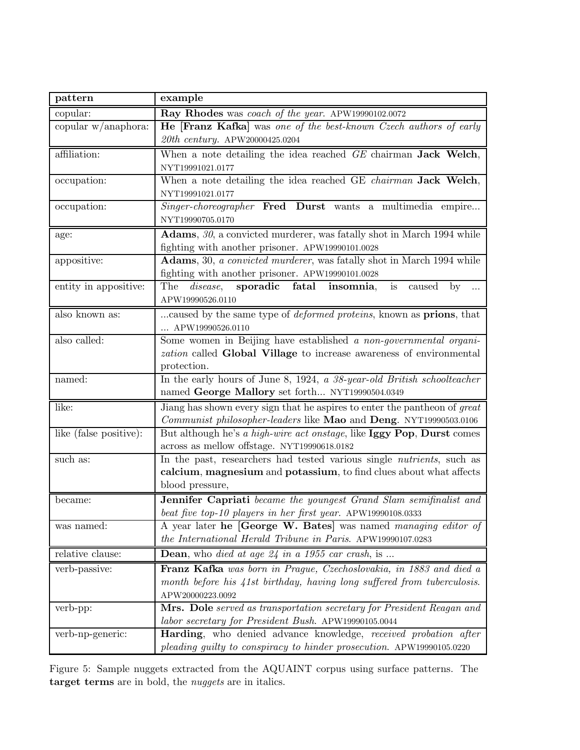| pattern | example |
| --- | --- |
| copular: | **Ray Rhodes** was *coach of the year*. APW19990102.0072 |
| copular w/anaphora: | **He** [**Franz Kafka**] was *one of the best-known Czech authors of early 20th century*. APW20000425.0204 |
| affiliation: | When a note detailing the idea reached *GE* chairman **Jack Welch**, NYT19991021.0177 |
| occupation: | When a note detailing the idea reached GE *chairman* **Jack Welch**, NYT19991021.0177 |
| occupation: | *Singer-choreographer* **Fred Durst** wants a multimedia empire... NYT19990705.0170 |
| age: | **Adams**, *30*, a convicted murderer, was fatally shot in March 1994 while fighting with another prisoner. APW19990101.0028 |
| appositive: | **Adams**, 30, *a convicted murderer*, was fatally shot in March 1994 while fighting with another prisoner. APW19990101.0028 |
| entity in appositive: | The *disease*, **sporadic fatal insomnia**, is caused by ... APW19990526.0110 |
| also known as: | ...caused by the same type of *deformed proteins*, known as **prions**, that ... APW19990526.0110 |
| also called: | Some women in Beijing have established *a non-governmental organization* called **Global Village** to increase awareness of environmental protection. |
| named: | In the early hours of June 8, 1924, *a 38-year-old British schoolteacher* named **George Mallory** set forth... NYT19990504.0349 |
| like: | Jiang has shown every sign that he aspires to enter the pantheon of *great Communist philosopher-leaders* like **Mao** and **Deng**. NYT19990503.0106 |
| like (false positive): | But although he's *a high-wire act onstage*, like **Iggy Pop**, **Durst** comes across as mellow offstage. NYT19990618.0182 |
| such as: | In the past, researchers had tested various single *nutrients*, such as **calcium**, **magnesium** and **potassium**, to find clues about what affects blood pressure, |
| became: | **Jennifer Capriati** *became the youngest Grand Slam semifinalist and beat five top-10 players in her first year*. APW19990108.0333 |
| was named: | A year later **he** [**George W. Bates**] was named *managing editor of the International Herald Tribune in Paris*. APW19990107.0283 |
| relative clause: | **Dean**, who *died at age 24 in a 1955 car crash*, is ... |
| verb-passive: | **Franz Kafka** *was born in Prague, Czechoslovakia, in 1883 and died a month before his 41st birthday, having long suffered from tuberculosis*. APW20000223.0092 |
| verb-pp: | **Mrs. Dole** *served as transportation secretary for President Reagan and labor secretary for President Bush*. APW19990105.0044 |
| verb-np-generic: | **Harding**, who denied advance knowledge, *received probation after pleading guilty to conspiracy to hinder prosecution*. APW19990105.0220 |

Figure 5: Sample nuggets extracted from the AQUAINT corpus using surface patterns. The **target terms** are in bold, the *nuggets* are in italics.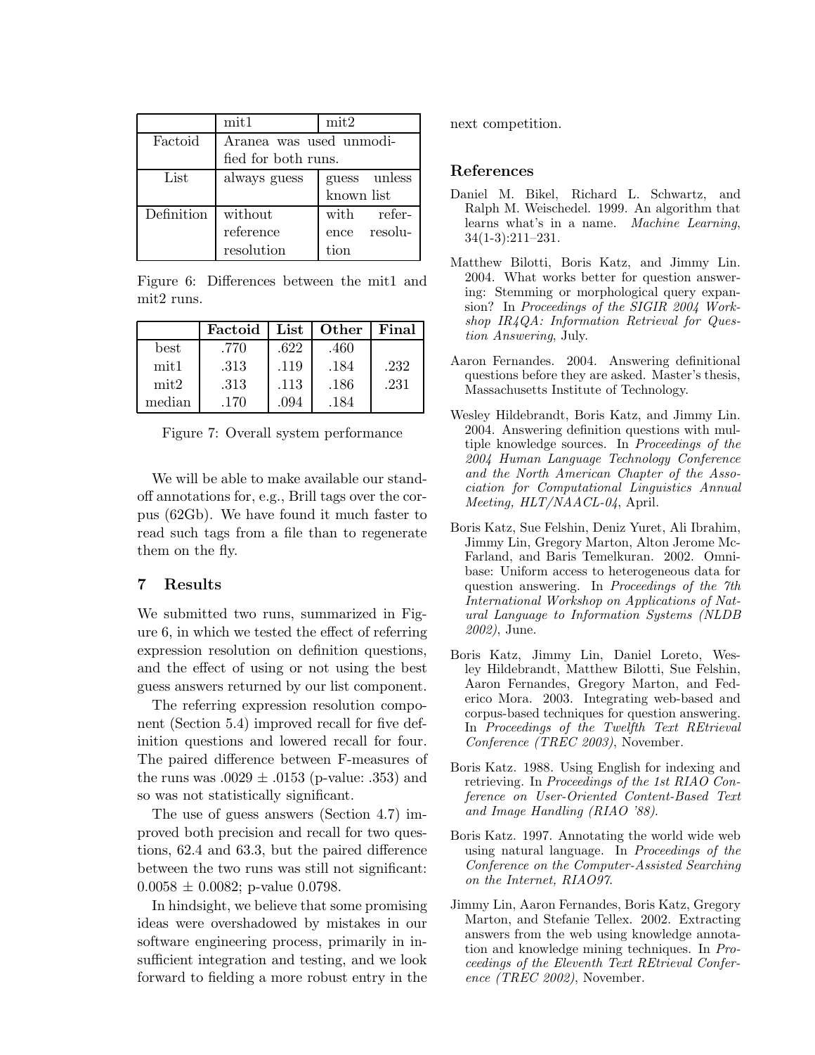| | mit1 | mit2 |
|---|---|---|
| Factoid | Aranea was used unmodified for both runs. | |
| List | always guess | guess unless known list |
| Definition | without reference resolution | with reference resolution |

Figure 6: Differences between the mit1 and mit2 runs.

| | **Factoid** | **List** | **Other** | **Final** |
|---|---|---|---|---|
| best | .770 | .622 | .460 | |
| mit1 | .313 | .119 | .184 | .232 |
| mit2 | .313 | .113 | .186 | .231 |
| median | .170 | .094 | .184 | |

Figure 7: Overall system performance

We will be able to make available our standoff annotations for, e.g., Brill tags over the corpus (62Gb). We have found it much faster to read such tags from a file than to regenerate them on the fly.

## 7 Results

We submitted two runs, summarized in Figure 6, in which we tested the effect of referring expression resolution on definition questions, and the effect of using or not using the best guess answers returned by our list component.

The referring expression resolution component (Section 5.4) improved recall for five definition questions and lowered recall for four. The paired difference between F-measures of the runs was $.0029 \pm .0153$ (p-value: .353) and so was not statistically significant.

The use of guess answers (Section 4.7) improved both precision and recall for two questions, 62.4 and 63.3, but the paired difference between the two runs was still not significant: $0.0058 \pm 0.0082$; p-value 0.0798.

In hindsight, we believe that some promising ideas were overshadowed by mistakes in our software engineering process, primarily in insufficient integration and testing, and we look forward to fielding a more robust entry in the next competition.

## References

Daniel M. Bikel, Richard L. Schwartz, and Ralph M. Weischedel. 1999. An algorithm that learns what's in a name. *Machine Learning*, 34(1-3):211–231.

Matthew Bilotti, Boris Katz, and Jimmy Lin. 2004. What works better for question answering: Stemming or morphological query expansion? In *Proceedings of the SIGIR 2004 Workshop IR4QA: Information Retrieval for Question Answering*, July.

Aaron Fernandes. 2004. Answering definitional questions before they are asked. Master's thesis, Massachusetts Institute of Technology.

Wesley Hildebrandt, Boris Katz, and Jimmy Lin. 2004. Answering definition questions with multiple knowledge sources. In *Proceedings of the 2004 Human Language Technology Conference and the North American Chapter of the Association for Computational Linguistics Annual Meeting, HLT/NAACL-04*, April.

Boris Katz, Sue Felshin, Deniz Yuret, Ali Ibrahim, Jimmy Lin, Gregory Marton, Alton Jerome McFarland, and Baris Temelkuran. 2002. Omnibase: Uniform access to heterogeneous data for question answering. In *Proceedings of the 7th International Workshop on Applications of Natural Language to Information Systems (NLDB 2002)*, June.

Boris Katz, Jimmy Lin, Daniel Loreto, Wesley Hildebrandt, Matthew Bilotti, Sue Felshin, Aaron Fernandes, Gregory Marton, and Federico Mora. 2003. Integrating web-based and corpus-based techniques for question answering. In *Proceedings of the Twelfth Text REtrieval Conference (TREC 2003)*, November.

Boris Katz. 1988. Using English for indexing and retrieving. In *Proceedings of the 1st RIAO Conference on User-Oriented Content-Based Text and Image Handling (RIAO '88)*.

Boris Katz. 1997. Annotating the world wide web using natural language. In *Proceedings of the Conference on the Computer-Assisted Searching on the Internet, RIAO97*.

Jimmy Lin, Aaron Fernandes, Boris Katz, Gregory Marton, and Stefanie Tellex. 2002. Extracting answers from the web using knowledge annotation and knowledge mining techniques. In *Proceedings of the Eleventh Text REtrieval Conference (TREC 2002)*, November.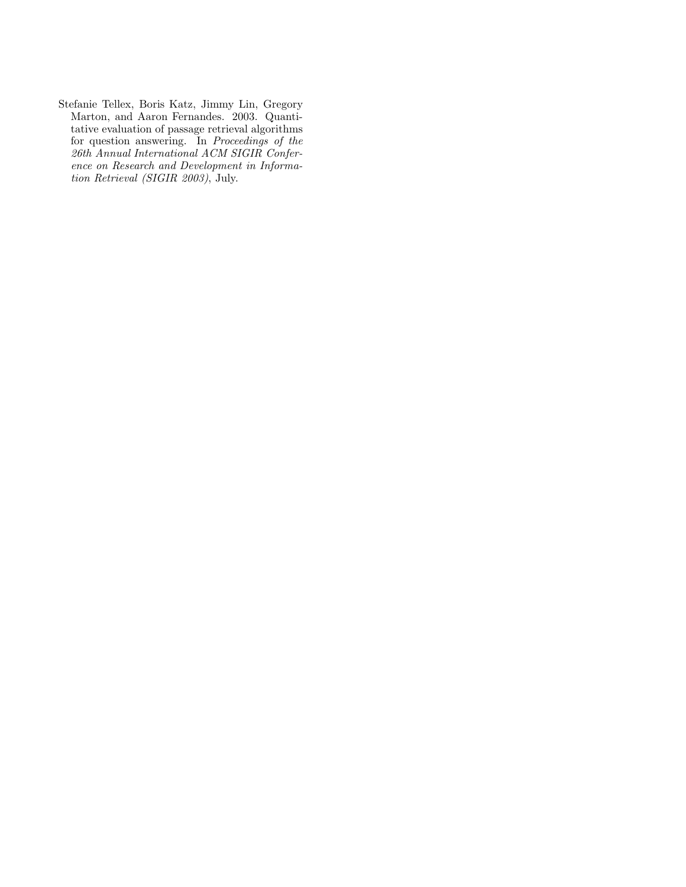Stefanie Tellex, Boris Katz, Jimmy Lin, Gregory Marton, and Aaron Fernandes. 2003. Quantitative evaluation of passage retrieval algorithms for question answering. In *Proceedings of the 26th Annual International ACM SIGIR Conference on Research and Development in Information Retrieval (SIGIR 2003)*, July.